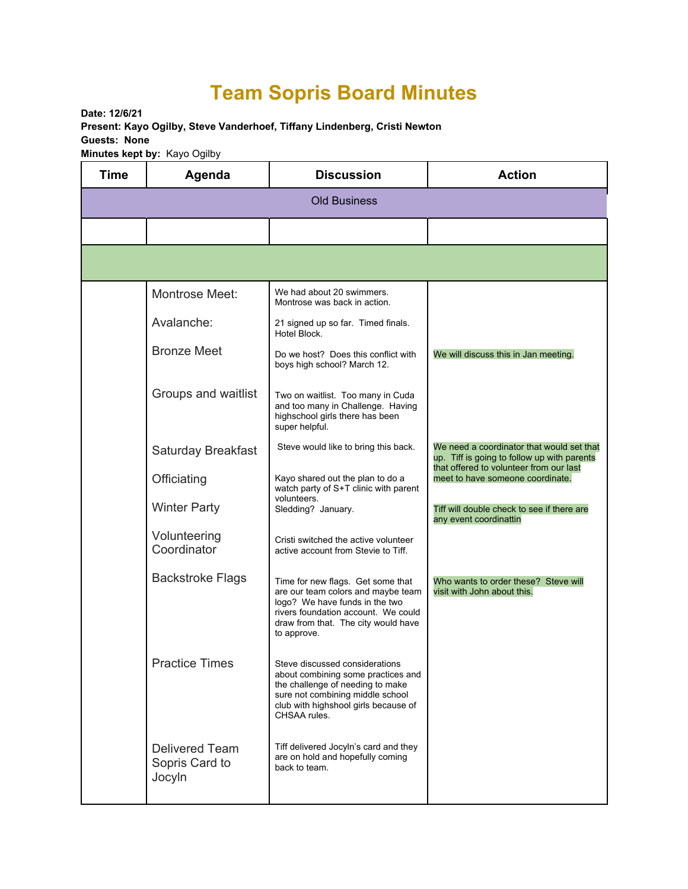# Team Sopris Board Minutes

**Date: 12/6/21**
**Present: Kayo Ogilby, Steve Vanderhoef, Tiffany Lindenberg, Cristi Newton**
**Guests: None**
**Minutes kept by:** Kayo Ogilby

| Time | Agenda | Discussion | Action |
|---|---|---|---|
| Old Business | | | |
| | | | |
| | | | |
| | Montrose Meet: | We had about 20 swimmers. Montrose was back in action. | |
| | Avalanche: | 21 signed up so far. Timed finals. Hotel Block. | |
| | Bronze Meet | Do we host? Does this conflict with boys high school? March 12. | We will discuss this in Jan meeting. |
| | Groups and waitlist | Two on waitlist. Too many in Cuda and too many in Challenge. Having highschool girls there has been super helpful. | |
| | Saturday Breakfast | Steve would like to bring this back. | We need a coordinator that would set that up. Tiff is going to follow up with parents that offered to volunteer from our last meet to have someone coordinate. |
| | Officiating | Kayo shared out the plan to do a watch party of S+T clinic with parent volunteers. | |
| | Winter Party | Sledding? January. | Tiff will double check to see if there are any event coordinattin |
| | Volunteering Coordinator | Cristi switched the active volunteer active account from Stevie to Tiff. | |
| | Backstroke Flags | Time for new flags. Get some that are our team colors and maybe team logo? We have funds in the two rivers foundation account. We could draw from that. The city would have to approve. | Who wants to order these? Steve will visit with John about this. |
| | Practice Times | Steve discussed considerations about combining some practices and the challenge of needing to make sure not combining middle school club with highshool girls because of CHSAA rules. | |
| | Delivered Team Sopris Card to Jocyln | Tiff delivered Jocyln's card and they are on hold and hopefully coming back to team. | |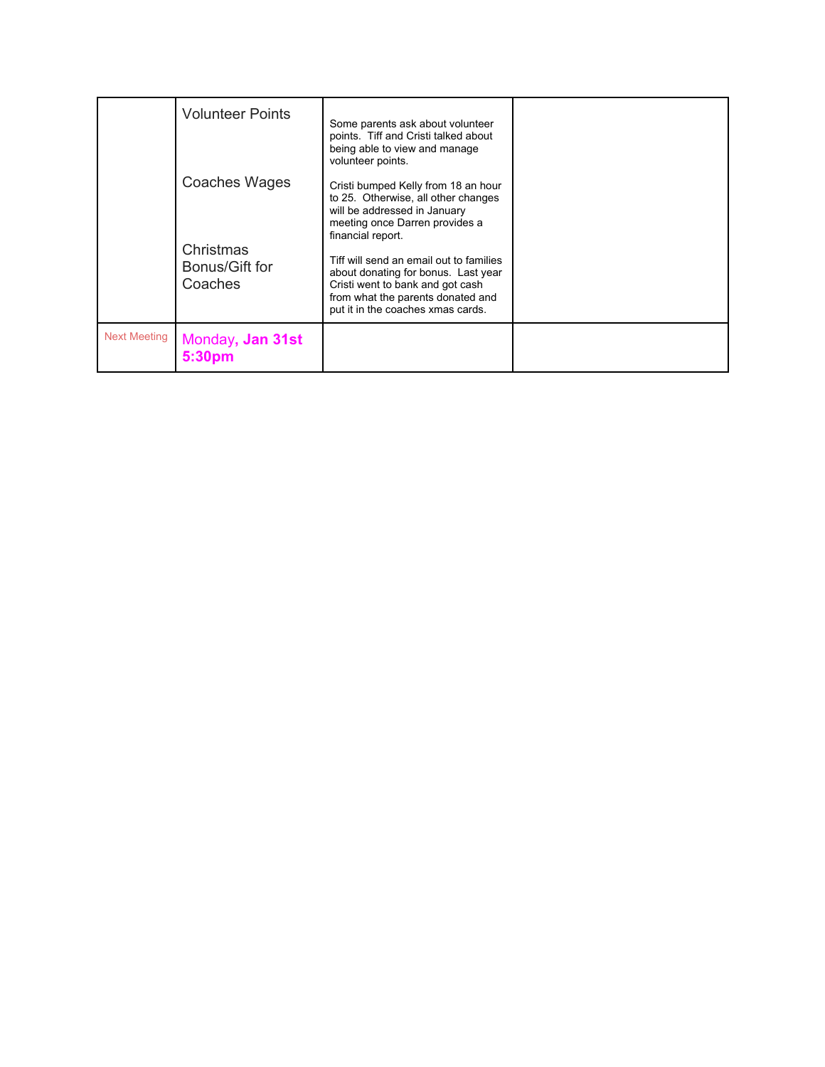| | | | |
|---|---|---|---|
| | Volunteer Points<br><br>Coaches Wages<br><br>Christmas Bonus/Gift for Coaches | Some parents ask about volunteer points. Tiff and Cristi talked about being able to view and manage volunteer points.<br><br>Cristi bumped Kelly from 18 an hour to 25. Otherwise, all other changes will be addressed in January meeting once Darren provides a financial report.<br><br>Tiff will send an email out to families about donating for bonus. Last year Cristi went to bank and got cash from what the parents donated and put it in the coaches xmas cards. | |
| Next Meeting | Monday, **Jan 31st 5:30pm** | | |